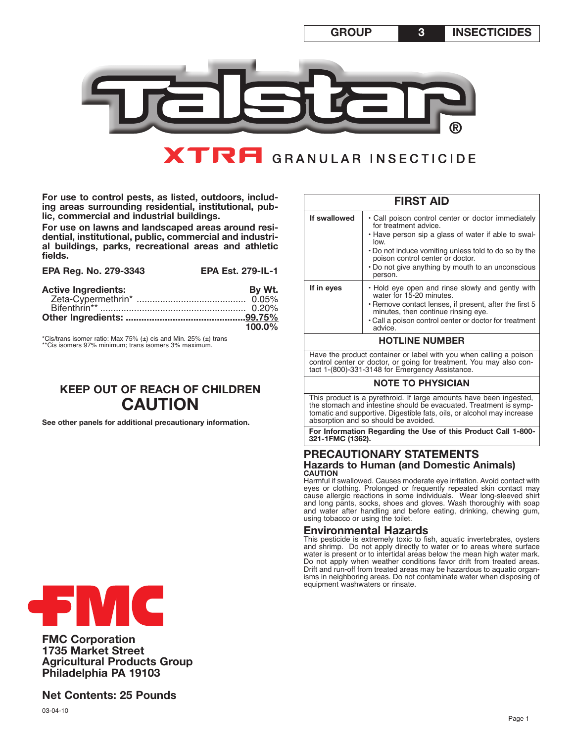| GROUP | 3 | INSECTICIDES |
|---|---|---|

# Talstar®

## XTRA GRANULAR INSECTICIDE

**For use to control pests, as listed, outdoors, including areas surrounding residential, institutional, public, commercial and industrial buildings.**

**For use on lawns and landscaped areas around residential, institutional, public, commercial and industrial buildings, parks, recreational areas and athletic fields.**

**EPA Reg. No. 279-3343** **EPA Est. 279-IL-1**

| **Active Ingredients:** | **By Wt.** |
|---|---|
| Zeta-Cypermethrin* | 0.05% |
| Bifenthrin** | 0.20% |
| **Other Ingredients:** | **99.75%** |
| | **100.0%** |

*Cis/trans isomer ratio: Max 75% (±) cis and Min. 25% (±) trans
**Cis isomers 97% minimum; trans isomers 3% maximum.

## KEEP OUT OF REACH OF CHILDREN
## CAUTION

**See other panels for additional precautionary information.**

**FMC Corporation**
**1735 Market Street**
**Agricultural Products Group**
**Philadelphia PA 19103**

**Net Contents: 25 Pounds**

03-04-10

| **FIRST AID** | |
|---|---|
| **If swallowed** | • Call poison control center or doctor immediately for treatment advice.<br>• Have person sip a glass of water if able to swallow.<br>• Do not induce vomiting unless told to do so by the poison control center or doctor.<br>• Do not give anything by mouth to an unconscious person. |
| **If in eyes** | • Hold eye open and rinse slowly and gently with water for 15-20 minutes.<br>• Remove contact lenses, if present, after the first 5 minutes, then continue rinsing eye.<br>• Call a poison control center or doctor for treatment advice. |

**HOTLINE NUMBER**

Have the product container or label with you when calling a poison control center or doctor, or going for treatment. You may also contact 1-(800)-331-3148 for Emergency Assistance.

**NOTE TO PHYSICIAN**

This product is a pyrethroid. If large amounts have been ingested, the stomach and intestine should be evacuated. Treatment is symptomatic and supportive. Digestible fats, oils, or alcohol may increase absorption and so should be avoided.

**For Information Regarding the Use of this Product Call 1-800-321-1FMC (1362).**

## PRECAUTIONARY STATEMENTS

### Hazards to Human (and Domestic Animals)

**CAUTION**

Harmful if swallowed. Causes moderate eye irritation. Avoid contact with eyes or clothing. Prolonged or frequently repeated skin contact may cause allergic reactions in some individuals. Wear long-sleeved shirt and long pants, socks, shoes and gloves. Wash thoroughly with soap and water after handling and before eating, drinking, chewing gum, using tobacco or using the toilet.

### Environmental Hazards

This pesticide is extremely toxic to fish, aquatic invertebrates, oysters and shrimp. Do not apply directly to water or to areas where surface water is present or to intertidal areas below the mean high water mark. Do not apply when weather conditions favor drift from treated areas. Drift and run-off from treated areas may be hazardous to aquatic organisms in neighboring areas. Do not contaminate water when disposing of equipment washwaters or rinsate.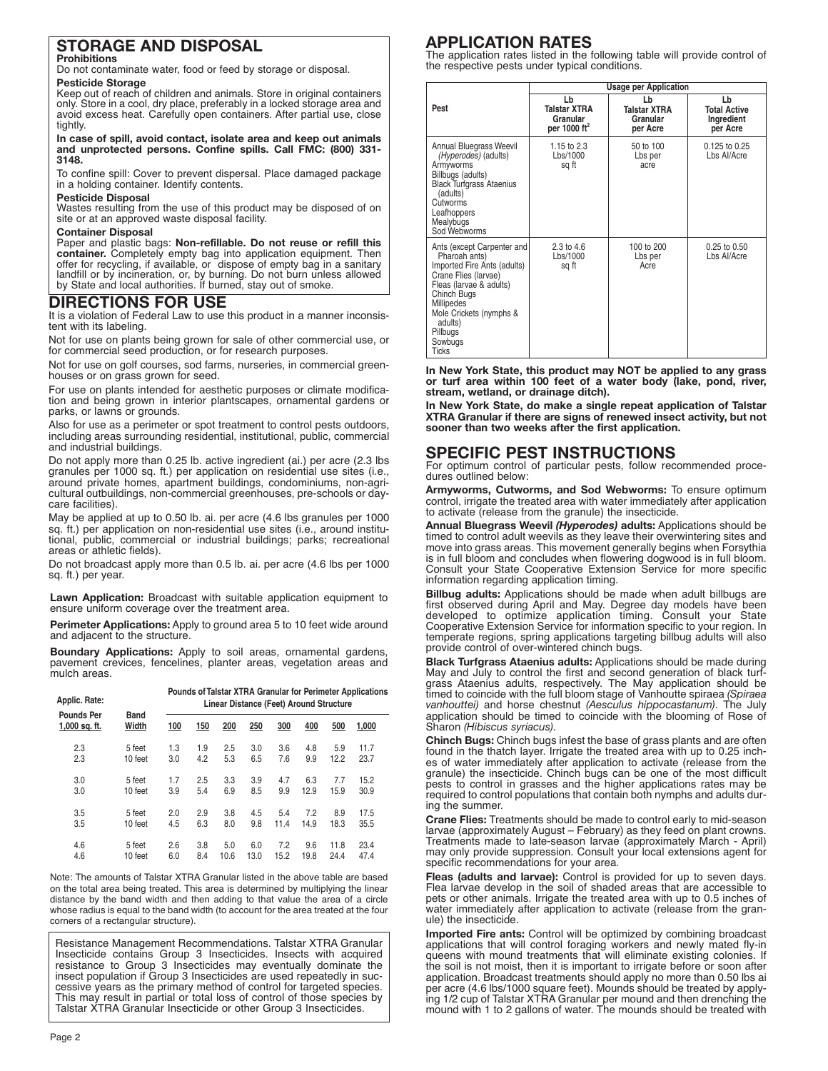## STORAGE AND DISPOSAL

**Prohibitions**

Do not contaminate water, food or feed by storage or disposal.

**Pesticide Storage**

Keep out of reach of children and animals. Store in original containers only. Store in a cool, dry place, preferably in a locked storage area and avoid excess heat. Carefully open containers. After partial use, close tightly.

**In case of spill, avoid contact, isolate area and keep out animals and unprotected persons. Confine spills. Call FMC: (800) 331-3148.**

To confine spill: Cover to prevent dispersal. Place damaged package in a holding container. Identify contents.

**Pesticide Disposal**

Wastes resulting from the use of this product may be disposed of on site or at an approved waste disposal facility.

**Container Disposal**

Paper and plastic bags: **Non-refillable. Do not reuse or refill this container.** Completely empty bag into application equipment. Then offer for recycling, if available, or dispose of empty bag in a sanitary landfill or by incineration, or, by burning. Do not burn unless allowed by State and local authorities. If burned, stay out of smoke.

## DIRECTIONS FOR USE

It is a violation of Federal Law to use this product in a manner inconsistent with its labeling.

Not for use on plants being grown for sale of other commercial use, or for commercial seed production, or for research purposes.

Not for use on golf courses, sod farms, nurseries, in commercial greenhouses or on grass grown for seed.

For use on plants intended for aesthetic purposes or climate modification and being grown in interior plantscapes, ornamental gardens or parks, or lawns or grounds.

Also for use as a perimeter or spot treatment to control pests outdoors, including areas surrounding residential, institutional, public, commercial and industrial buildings.

Do not apply more than 0.25 lb. active ingredient (ai.) per acre (2.3 lbs granules per 1000 sq. ft.) per application on residential use sites (i.e., around private homes, apartment buildings, condominiums, non-agricultural outbuildings, non-commercial greenhouses, pre-schools or daycare facilities).

May be applied at up to 0.50 lb. ai. per acre (4.6 lbs granules per 1000 sq. ft.) per application on non-residential use sites (i.e., around institutional, public, commercial or industrial buildings; parks; recreational areas or athletic fields).

Do not broadcast apply more than 0.5 lb. ai. per acre (4.6 lbs per 1000 sq. ft.) per year.

**Lawn Application:** Broadcast with suitable application equipment to ensure uniform coverage over the treatment area.

**Perimeter Applications:** Apply to ground area 5 to 10 feet wide around and adjacent to the structure.

**Boundary Applications:** Apply to soil areas, ornamental gardens, pavement crevices, fencelines, planter areas, vegetation areas and mulch areas.

| Applic. Rate: | | Pounds of Talstar XTRA Granular for Perimeter Applications Linear Distance (Feet) Around Structure | | | | | | | |
|---|---|---|---|---|---|---|---|---|---|
| Pounds Per 1,000 sq. ft. | Band Width | 100 | 150 | 200 | 250 | 300 | 400 | 500 | 1,000 |
| 2.3 | 5 feet | 1.3 | 1.9 | 2.5 | 3.0 | 3.6 | 4.8 | 5.9 | 11.7 |
| 2.3 | 10 feet | 3.0 | 4.2 | 5.3 | 6.5 | 7.6 | 9.9 | 12.2 | 23.7 |
| 3.0 | 5 feet | 1.7 | 2.5 | 3.3 | 3.9 | 4.7 | 6.3 | 7.7 | 15.2 |
| 3.0 | 10 feet | 3.9 | 5.4 | 6.9 | 8.5 | 9.9 | 12.9 | 15.9 | 30.9 |
| 3.5 | 5 feet | 2.0 | 2.9 | 3.8 | 4.5 | 5.4 | 7.2 | 8.9 | 17.5 |
| 3.5 | 10 feet | 4.5 | 6.3 | 8.0 | 9.8 | 11.4 | 14.9 | 18.3 | 35.5 |
| 4.6 | 5 feet | 2.6 | 3.8 | 5.0 | 6.0 | 7.2 | 9.6 | 11.8 | 23.4 |
| 4.6 | 10 feet | 6.0 | 8.4 | 10.6 | 13.0 | 15.2 | 19.8 | 24.4 | 47.4 |

Note: The amounts of Talstar XTRA Granular listed in the above table are based on the total area being treated. This area is determined by multiplying the linear distance by the band width and then adding to that value the area of a circle whose radius is equal to the band width (to account for the area treated at the four corners of a rectangular structure).

Resistance Management Recommendations. Talstar XTRA Granular Insecticide contains Group 3 Insecticides. Insects with acquired resistance to Group 3 Insecticides may eventually dominate the insect population if Group 3 Insecticides are used repeatedly in successive years as the primary method of control for targeted species. This may result in partial or total loss of control of those species by Talstar XTRA Granular Insecticide or other Group 3 Insecticides.

## APPLICATION RATES

The application rates listed in the following table will provide control of the respective pests under typical conditions.

| | Usage per Application | | |
|---|---|---|---|
| Pest | Lb Talstar XTRA Granular per 1000 $ft^2$ | Lb Talstar XTRA Granular per Acre | Lb Total Active Ingredient per Acre |
| Annual Bluegrass Weevil *(Hyperodes)* (adults), Armyworms, Billbugs (adults), Black Turfgrass Ataenius (adults), Cutworms, Leafhoppers, Mealybugs, Sod Webworms | 1.15 to 2.3 Lbs/1000 sq ft | 50 to 100 Lbs per acre | 0.125 to 0.25 Lbs AI/Acre |
| Ants (except Carpenter and Pharoah ants), Imported Fire Ants (adults), Crane Flies (larvae), Fleas (larvae & adults), Chinch Bugs, Millipedes, Mole Crickets (nymphs & adults), Pillbugs, Sowbugs, Ticks | 2.3 to 4.6 Lbs/1000 sq ft | 100 to 200 Lbs per Acre | 0.25 to 0.50 Lbs AI/Acre |

**In New York State, this product may NOT be applied to any grass or turf area within 100 feet of a water body (lake, pond, river, stream, wetland, or drainage ditch).**

**In New York State, do make a single repeat application of Talstar XTRA Granular if there are signs of renewed insect activity, but not sooner than two weeks after the first application.**

## SPECIFIC PEST INSTRUCTIONS

For optimum control of particular pests, follow recommended procedures outlined below:

**Armyworms, Cutworms, and Sod Webworms:** To ensure optimum control, irrigate the treated area with water immediately after application to activate (release from the granule) the insecticide.

**Annual Bluegrass Weevil *(Hyperodes)* adults:** Applications should be timed to control adult weevils as they leave their overwintering sites and move into grass areas. This movement generally begins when Forsythia is in full bloom and concludes when flowering dogwood is in full bloom. Consult your State Cooperative Extension Service for more specific information regarding application timing.

**Billbug adults:** Applications should be made when adult billbugs are first observed during April and May. Degree day models have been developed to optimize application timing. Consult your State Cooperative Extension Service for information specific to your region. In temperate regions, spring applications targeting billbug adults will also provide control of over-wintered chinch bugs.

**Black Turfgrass Ataenius adults:** Applications should be made during May and July to control the first and second generation of black turfgrass Ataenius adults, respectively. The May application should be timed to coincide with the full bloom stage of Vanhoutte spiraea *(Spiraea vanhouttei)* and horse chestnut *(Aesculus hippocastanum)*. The July application should be timed to coincide with the blooming of Rose of Sharon *(Hibiscus syriacus)*.

**Chinch Bugs:** Chinch bugs infest the base of grass plants and are often found in the thatch layer. Irrigate the treated area with up to 0.25 inches of water immediately after application to activate (release from the granule) the insecticide. Chinch bugs can be one of the most difficult pests to control in grasses and the higher applications rates may be required to control populations that contain both nymphs and adults during the summer.

**Crane Flies:** Treatments should be made to control early to mid-season larvae (approximately August – February) as they feed on plant crowns. Treatments made to late-season larvae (approximately March - April) may only provide suppression. Consult your local extensions agent for specific recommendations for your area.

**Fleas (adults and larvae):** Control is provided for up to seven days. Flea larvae develop in the soil of shaded areas that are accessible to pets or other animals. Irrigate the treated area with up to 0.5 inches of water immediately after application to activate (release from the granule) the insecticide.

**Imported Fire ants:** Control will be optimized by combining broadcast applications that will control foraging workers and newly mated fly-in queens with mound treatments that will eliminate existing colonies. If the soil is not moist, then it is important to irrigate before or soon after application. Broadcast treatments should apply no more than 0.50 lbs ai per acre (4.6 lbs/1000 square feet). Mounds should be treated by applying 1/2 cup of Talstar XTRA Granular per mound and then drenching the mound with 1 to 2 gallons of water. The mounds should be treated with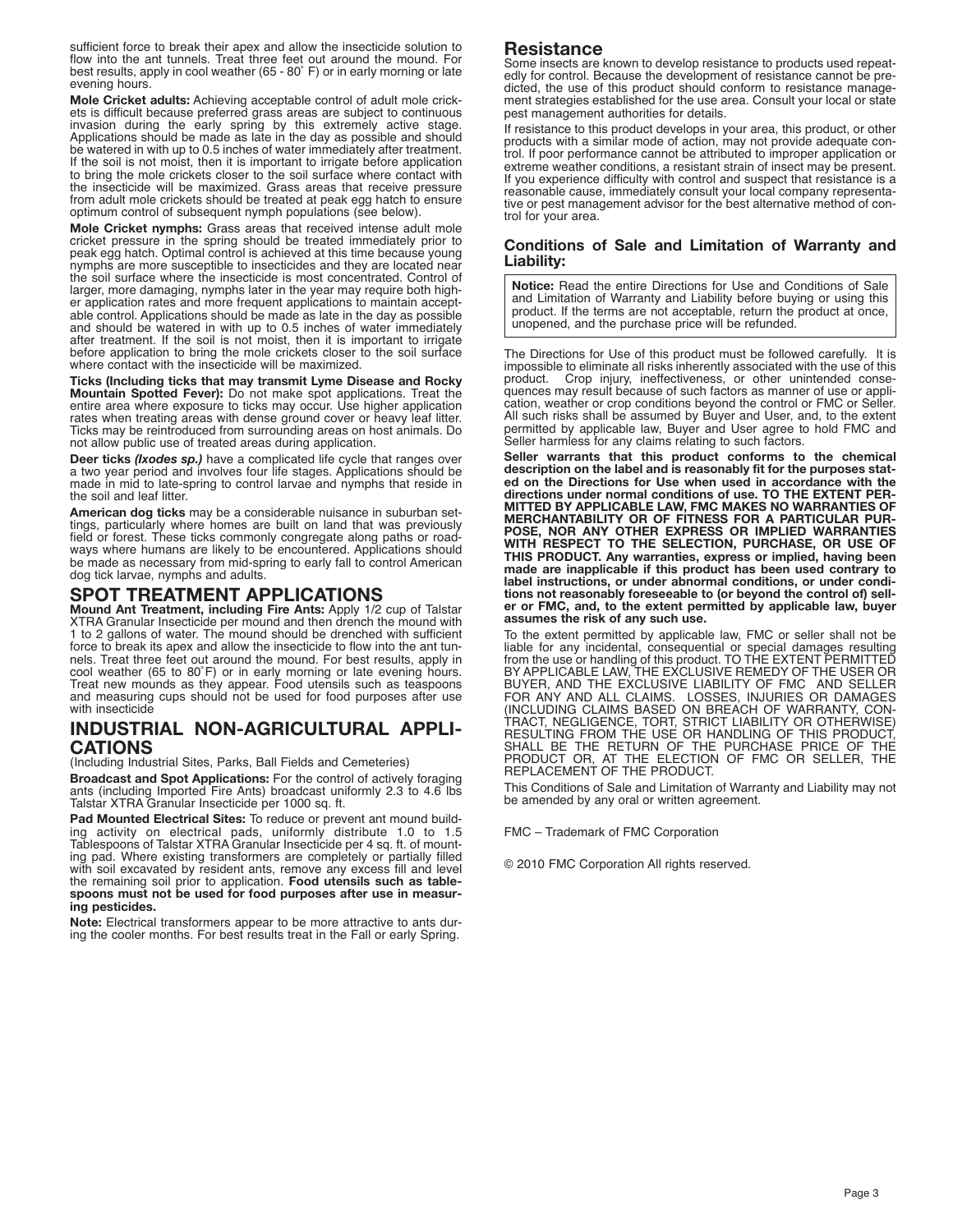sufficient force to break their apex and allow the insecticide solution to flow into the ant tunnels. Treat three feet out around the mound. For best results, apply in cool weather (65 - 80˚ F) or in early morning or late evening hours.

**Mole Cricket adults:** Achieving acceptable control of adult mole crickets is difficult because preferred grass areas are subject to continuous invasion during the early spring by this extremely active stage. Applications should be made as late in the day as possible and should be watered in with up to 0.5 inches of water immediately after treatment. If the soil is not moist, then it is important to irrigate before application to bring the mole crickets closer to the soil surface where contact with the insecticide will be maximized. Grass areas that receive pressure from adult mole crickets should be treated at peak egg hatch to ensure optimum control of subsequent nymph populations (see below).

**Mole Cricket nymphs:** Grass areas that received intense adult mole cricket pressure in the spring should be treated immediately prior to peak egg hatch. Optimal control is achieved at this time because young nymphs are more susceptible to insecticides and they are located near the soil surface where the insecticide is most concentrated. Control of larger, more damaging, nymphs later in the year may require both higher application rates and more frequent applications to maintain acceptable control. Applications should be made as late in the day as possible and should be watered in with up to 0.5 inches of water immediately after treatment. If the soil is not moist, then it is important to irrigate before application to bring the mole crickets closer to the soil surface where contact with the insecticide will be maximized.

**Ticks (Including ticks that may transmit Lyme Disease and Rocky Mountain Spotted Fever):** Do not make spot applications. Treat the entire area where exposure to ticks may occur. Use higher application rates when treating areas with dense ground cover or heavy leaf litter. Ticks may be reintroduced from surrounding areas on host animals. Do not allow public use of treated areas during application.

**Deer ticks *(Ixodes sp.)*** have a complicated life cycle that ranges over a two year period and involves four life stages. Applications should be made in mid to late-spring to control larvae and nymphs that reside in the soil and leaf litter.

**American dog ticks** may be a considerable nuisance in suburban settings, particularly where homes are built on land that was previously field or forest. These ticks commonly congregate along paths or roadways where humans are likely to be encountered. Applications should be made as necessary from mid-spring to early fall to control American dog tick larvae, nymphs and adults.

## SPOT TREATMENT APPLICATIONS

**Mound Ant Treatment, including Fire Ants:** Apply 1/2 cup of Talstar XTRA Granular Insecticide per mound and then drench the mound with 1 to 2 gallons of water. The mound should be drenched with sufficient force to break its apex and allow the insecticide to flow into the ant tunnels. Treat three feet out around the mound. For best results, apply in cool weather (65 to 80˚F) or in early morning or late evening hours. Treat new mounds as they appear. Food utensils such as teaspoons and measuring cups should not be used for food purposes after use with insecticide

## INDUSTRIAL NON-AGRICULTURAL APPLICATIONS

(Including Industrial Sites, Parks, Ball Fields and Cemeteries)

**Broadcast and Spot Applications:** For the control of actively foraging ants (including Imported Fire Ants) broadcast uniformly 2.3 to 4.6 lbs Talstar XTRA Granular Insecticide per 1000 sq. ft.

**Pad Mounted Electrical Sites:** To reduce or prevent ant mound building activity on electrical pads, uniformly distribute 1.0 to 1.5 Tablespoons of Talstar XTRA Granular Insecticide per 4 sq. ft. of mounting pad. Where existing transformers are completely or partially filled with soil excavated by resident ants, remove any excess fill and level the remaining soil prior to application. **Food utensils such as tablespoons must not be used for food purposes after use in measuring pesticides.**

**Note:** Electrical transformers appear to be more attractive to ants during the cooler months. For best results treat in the Fall or early Spring.

## Resistance

Some insects are known to develop resistance to products used repeatedly for control. Because the development of resistance cannot be predicted, the use of this product should conform to resistance management strategies established for the use area. Consult your local or state pest management authorities for details.

If resistance to this product develops in your area, this product, or other products with a similar mode of action, may not provide adequate control. If poor performance cannot be attributed to improper application or extreme weather conditions, a resistant strain of insect may be present. If you experience difficulty with control and suspect that resistance is a reasonable cause, immediately consult your local company representative or pest management advisor for the best alternative method of control for your area.

### Conditions of Sale and Limitation of Warranty and Liability:

**Notice:** Read the entire Directions for Use and Conditions of Sale and Limitation of Warranty and Liability before buying or using this product. If the terms are not acceptable, return the product at once, unopened, and the purchase price will be refunded.

The Directions for Use of this product must be followed carefully. It is impossible to eliminate all risks inherently associated with the use of this product. Crop injury, ineffectiveness, or other unintended consequences may result because of such factors as manner of use or application, weather or crop conditions beyond the control or FMC or Seller. All such risks shall be assumed by Buyer and User, and, to the extent permitted by applicable law, Buyer and User agree to hold FMC and Seller harmless for any claims relating to such factors.

**Seller warrants that this product conforms to the chemical description on the label and is reasonably fit for the purposes stated on the Directions for Use when used in accordance with the directions under normal conditions of use. TO THE EXTENT PERMITTED BY APPLICABLE LAW, FMC MAKES NO WARRANTIES OF MERCHANTABILITY OR OF FITNESS FOR A PARTICULAR PURPOSE, NOR ANY OTHER EXPRESS OR IMPLIED WARRANTIES WITH RESPECT TO THE SELECTION, PURCHASE, OR USE OF THIS PRODUCT. Any warranties, express or implied, having been made are inapplicable if this product has been used contrary to label instructions, or under abnormal conditions, or under conditions not reasonably foreseeable to (or beyond the control of) seller or FMC, and, to the extent permitted by applicable law, buyer assumes the risk of any such use.**

To the extent permitted by applicable law, FMC or seller shall not be liable for any incidental, consequential or special damages resulting from the use or handling of this product. TO THE EXTENT PERMITTED BY APPLICABLE LAW, THE EXCLUSIVE REMEDY OF THE USER OR BUYER, AND THE EXCLUSIVE LIABILITY OF FMC AND SELLER FOR ANY AND ALL CLAIMS. LOSSES, INJURIES OR DAMAGES (INCLUDING CLAIMS BASED ON BREACH OF WARRANTY, CONTRACT, NEGLIGENCE, TORT, STRICT LIABILITY OR OTHERWISE) RESULTING FROM THE USE OR HANDLING OF THIS PRODUCT, SHALL BE THE RETURN OF THE PURCHASE PRICE OF THE PRODUCT OR, AT THE ELECTION OF FMC OR SELLER, THE REPLACEMENT OF THE PRODUCT.

This Conditions of Sale and Limitation of Warranty and Liability may not be amended by any oral or written agreement.

FMC – Trademark of FMC Corporation

© 2010 FMC Corporation All rights reserved.